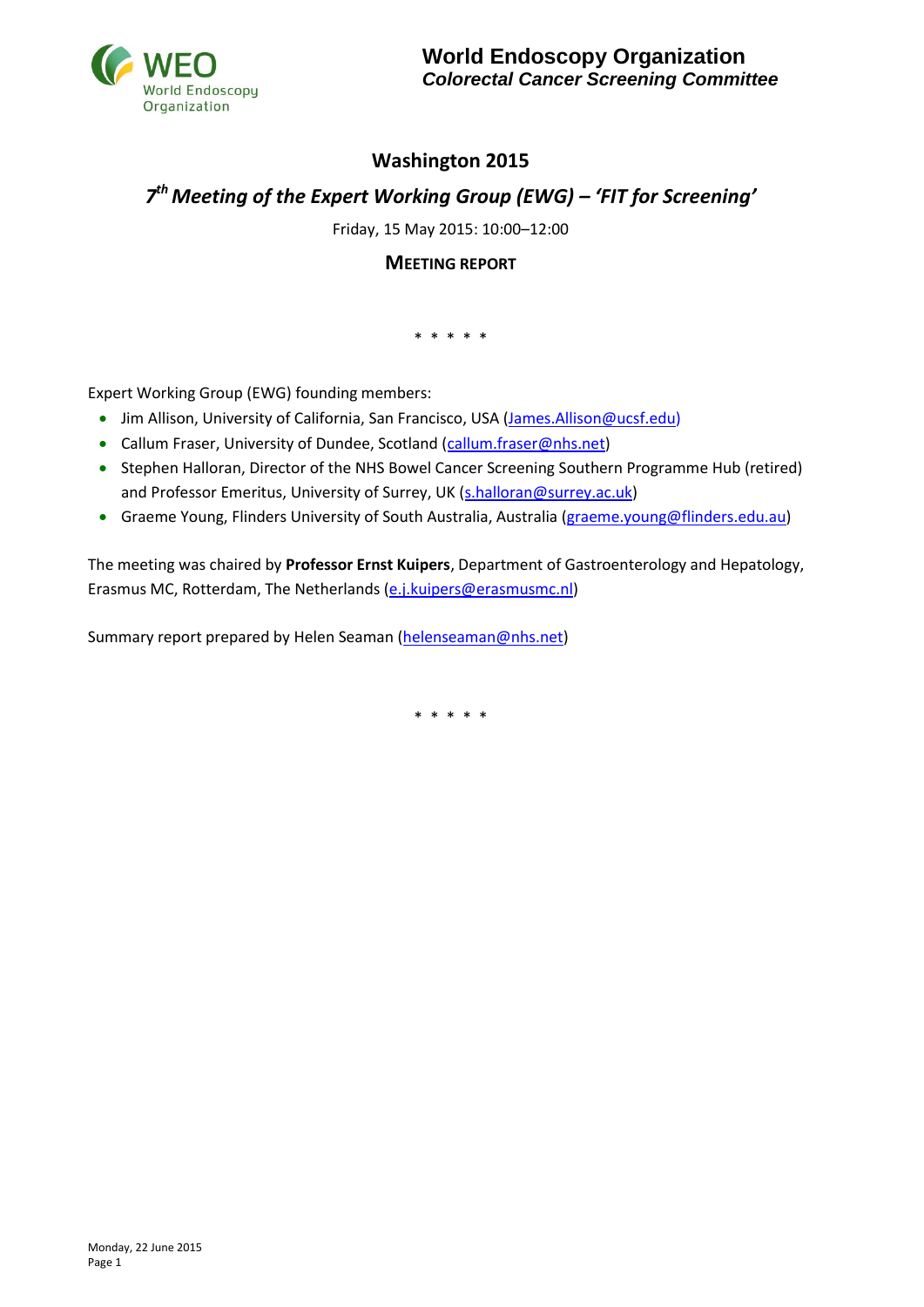**World Endoscopy Organization**
***Colorectal Cancer Screening Committee***

# Washington 2015

## *7th Meeting of the Expert Working Group (EWG) – 'FIT for Screening'*

Friday, 15 May 2015: 10:00–12:00

**MEETING REPORT**

\* \* \* \* \*

Expert Working Group (EWG) founding members:

- Jim Allison, University of California, San Francisco, USA (James.Allison@ucsf.edu)
- Callum Fraser, University of Dundee, Scotland (callum.fraser@nhs.net)
- Stephen Halloran, Director of the NHS Bowel Cancer Screening Southern Programme Hub (retired) and Professor Emeritus, University of Surrey, UK (s.halloran@surrey.ac.uk)
- Graeme Young, Flinders University of South Australia, Australia (graeme.young@flinders.edu.au)

The meeting was chaired by **Professor Ernst Kuipers**, Department of Gastroenterology and Hepatology, Erasmus MC, Rotterdam, The Netherlands (e.j.kuipers@erasmusmc.nl)

Summary report prepared by Helen Seaman (helenseaman@nhs.net)

\* \* \* \* \*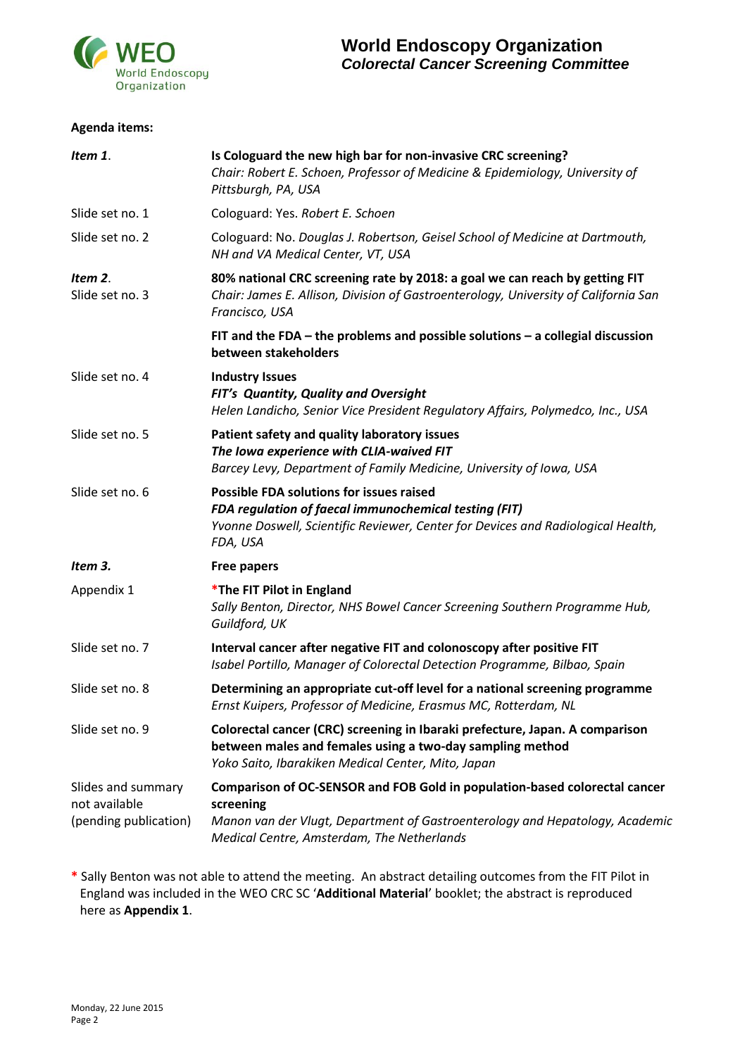**Agenda items:**

| | |
|---|---|
| ***Item 1*.** | **Is Cologuard the new high bar for non-invasive CRC screening?** *Chair: Robert E. Schoen, Professor of Medicine & Epidemiology, University of Pittsburgh, PA, USA* |
| Slide set no. 1 | Cologuard: Yes. *Robert E. Schoen* |
| Slide set no. 2 | Cologuard: No. *Douglas J. Robertson, Geisel School of Medicine at Dartmouth, NH and VA Medical Center, VT, USA* |
| ***Item 2*.** Slide set no. 3 | **80% national CRC screening rate by 2018: a goal we can reach by getting FIT** *Chair: James E. Allison, Division of Gastroenterology, University of California San Francisco, USA* |
| | **FIT and the FDA – the problems and possible solutions – a collegial discussion between stakeholders** |
| Slide set no. 4 | **Industry Issues** ***FIT's Quantity, Quality and Oversight*** *Helen Landicho, Senior Vice President Regulatory Affairs, Polymedco, Inc., USA* |
| Slide set no. 5 | **Patient safety and quality laboratory issues** ***The Iowa experience with CLIA-waived FIT*** *Barcey Levy, Department of Family Medicine, University of Iowa, USA* |
| Slide set no. 6 | **Possible FDA solutions for issues raised** ***FDA regulation of faecal immunochemical testing (FIT)*** *Yvonne Doswell, Scientific Reviewer, Center for Devices and Radiological Health, FDA, USA* |
| ***Item 3.*** | **Free papers** |
| Appendix 1 | **\*The FIT Pilot in England** *Sally Benton, Director, NHS Bowel Cancer Screening Southern Programme Hub, Guildford, UK* |
| Slide set no. 7 | **Interval cancer after negative FIT and colonoscopy after positive FIT** *Isabel Portillo, Manager of Colorectal Detection Programme, Bilbao, Spain* |
| Slide set no. 8 | **Determining an appropriate cut-off level for a national screening programme** *Ernst Kuipers, Professor of Medicine, Erasmus MC, Rotterdam, NL* |
| Slide set no. 9 | **Colorectal cancer (CRC) screening in Ibaraki prefecture, Japan. A comparison between males and females using a two-day sampling method** *Yoko Saito, Ibarakiken Medical Center, Mito, Japan* |
| Slides and summary not available (pending publication) | **Comparison of OC-SENSOR and FOB Gold in population-based colorectal cancer screening** *Manon van der Vlugt, Department of Gastroenterology and Hepatology, Academic Medical Centre, Amsterdam, The Netherlands* |

\* Sally Benton was not able to attend the meeting. An abstract detailing outcomes from the FIT Pilot in England was included in the WEO CRC SC '**Additional Material**' booklet; the abstract is reproduced here as **Appendix 1**.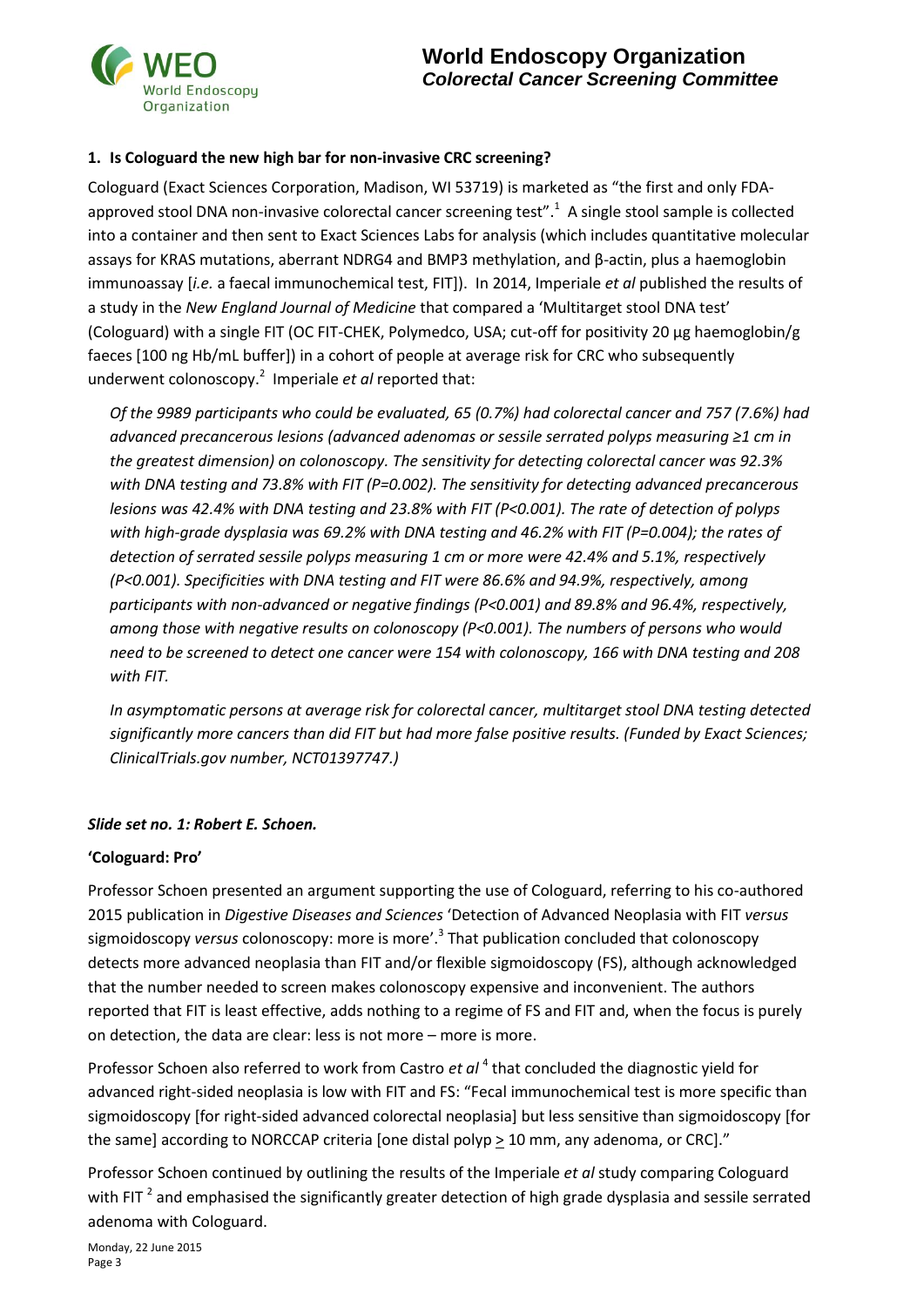## 1. Is Cologuard the new high bar for non-invasive CRC screening?

Cologuard (Exact Sciences Corporation, Madison, WI 53719) is marketed as "the first and only FDA-approved stool DNA non-invasive colorectal cancer screening test".[1] A single stool sample is collected into a container and then sent to Exact Sciences Labs for analysis (which includes quantitative molecular assays for KRAS mutations, aberrant NDRG4 and BMP3 methylation, and β-actin, plus a haemoglobin immunoassay [*i.e.* a faecal immunochemical test, FIT]). In 2014, Imperiale *et al* published the results of a study in the *New England Journal of Medicine* that compared a 'Multitarget stool DNA test' (Cologuard) with a single FIT (OC FIT-CHEK, Polymedco, USA; cut-off for positivity 20 µg haemoglobin/g faeces [100 ng Hb/mL buffer]) in a cohort of people at average risk for CRC who subsequently underwent colonoscopy.[2] Imperiale *et al* reported that:

> *Of the 9989 participants who could be evaluated, 65 (0.7%) had colorectal cancer and 757 (7.6%) had advanced precancerous lesions (advanced adenomas or sessile serrated polyps measuring ≥1 cm in the greatest dimension) on colonoscopy. The sensitivity for detecting colorectal cancer was 92.3% with DNA testing and 73.8% with FIT (P=0.002). The sensitivity for detecting advanced precancerous lesions was 42.4% with DNA testing and 23.8% with FIT (P<0.001). The rate of detection of polyps with high-grade dysplasia was 69.2% with DNA testing and 46.2% with FIT (P=0.004); the rates of detection of serrated sessile polyps measuring 1 cm or more were 42.4% and 5.1%, respectively (P<0.001). Specificities with DNA testing and FIT were 86.6% and 94.9%, respectively, among participants with non-advanced or negative findings (P<0.001) and 89.8% and 96.4%, respectively, among those with negative results on colonoscopy (P<0.001). The numbers of persons who would need to be screened to detect one cancer were 154 with colonoscopy, 166 with DNA testing and 208 with FIT.*
>
> *In asymptomatic persons at average risk for colorectal cancer, multitarget stool DNA testing detected significantly more cancers than did FIT but had more false positive results. (Funded by Exact Sciences; ClinicalTrials.gov number, NCT01397747.)*

### *Slide set no. 1: Robert E. Schoen.*

**'Cologuard: Pro'**

Professor Schoen presented an argument supporting the use of Cologuard, referring to his co-authored 2015 publication in *Digestive Diseases and Sciences* 'Detection of Advanced Neoplasia with FIT *versus* sigmoidoscopy *versus* colonoscopy: more is more'.[3] That publication concluded that colonoscopy detects more advanced neoplasia than FIT and/or flexible sigmoidoscopy (FS), although acknowledged that the number needed to screen makes colonoscopy expensive and inconvenient. The authors reported that FIT is least effective, adds nothing to a regime of FS and FIT and, when the focus is purely on detection, the data are clear: less is not more – more is more.

Professor Schoen also referred to work from Castro *et al*[4] that concluded the diagnostic yield for advanced right-sided neoplasia is low with FIT and FS: "Fecal immunochemical test is more specific than sigmoidoscopy [for right-sided advanced colorectal neoplasia] but less sensitive than sigmoidoscopy [for the same] according to NORCCAP criteria [one distal polyp ≥ 10 mm, any adenoma, or CRC]."

Professor Schoen continued by outlining the results of the Imperiale *et al* study comparing Cologuard with FIT[2] and emphasised the significantly greater detection of high grade dysplasia and sessile serrated adenoma with Cologuard.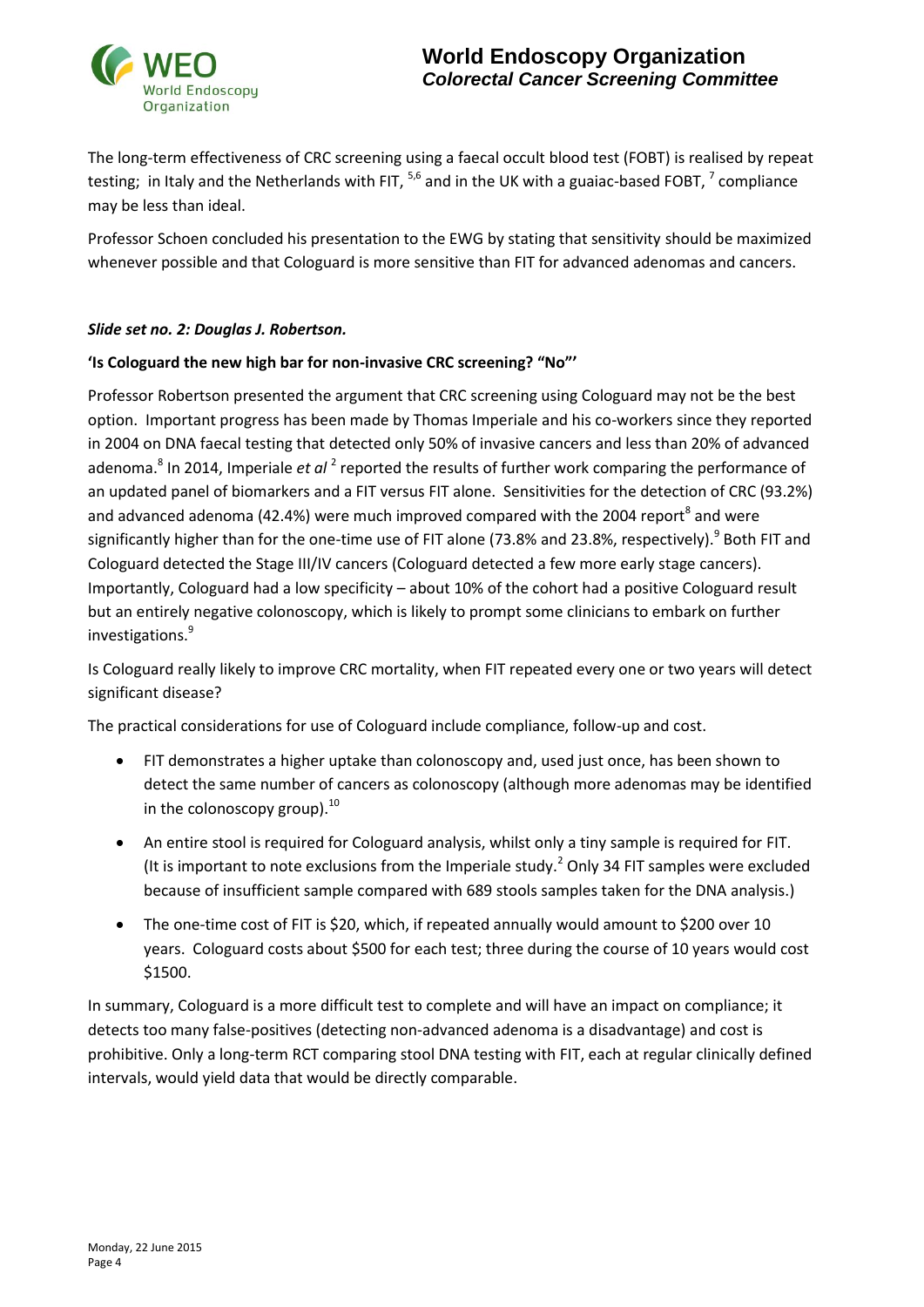The long-term effectiveness of CRC screening using a faecal occult blood test (FOBT) is realised by repeat testing; in Italy and the Netherlands with FIT, [5,6] and in the UK with a guaiac-based FOBT, [7] compliance may be less than ideal.

Professor Schoen concluded his presentation to the EWG by stating that sensitivity should be maximized whenever possible and that Cologuard is more sensitive than FIT for advanced adenomas and cancers.

***Slide set no. 2: Douglas J. Robertson.***

**'Is Cologuard the new high bar for non-invasive CRC screening? "No"'**

Professor Robertson presented the argument that CRC screening using Cologuard may not be the best option. Important progress has been made by Thomas Imperiale and his co-workers since they reported in 2004 on DNA faecal testing that detected only 50% of invasive cancers and less than 20% of advanced adenoma.[8] In 2014, Imperiale *et al* [2] reported the results of further work comparing the performance of an updated panel of biomarkers and a FIT versus FIT alone. Sensitivities for the detection of CRC (93.2%) and advanced adenoma (42.4%) were much improved compared with the 2004 report[8] and were significantly higher than for the one-time use of FIT alone (73.8% and 23.8%, respectively).[9] Both FIT and Cologuard detected the Stage III/IV cancers (Cologuard detected a few more early stage cancers). Importantly, Cologuard had a low specificity – about 10% of the cohort had a positive Cologuard result but an entirely negative colonoscopy, which is likely to prompt some clinicians to embark on further investigations.[9]

Is Cologuard really likely to improve CRC mortality, when FIT repeated every one or two years will detect significant disease?

The practical considerations for use of Cologuard include compliance, follow-up and cost.

- FIT demonstrates a higher uptake than colonoscopy and, used just once, has been shown to detect the same number of cancers as colonoscopy (although more adenomas may be identified in the colonoscopy group).[10]
- An entire stool is required for Cologuard analysis, whilst only a tiny sample is required for FIT. (It is important to note exclusions from the Imperiale study.[2] Only 34 FIT samples were excluded because of insufficient sample compared with 689 stools samples taken for the DNA analysis.)
- The one-time cost of FIT is $20, which, if repeated annually would amount to $200 over 10 years. Cologuard costs about $500 for each test; three during the course of 10 years would cost $1500.

In summary, Cologuard is a more difficult test to complete and will have an impact on compliance; it detects too many false-positives (detecting non-advanced adenoma is a disadvantage) and cost is prohibitive. Only a long-term RCT comparing stool DNA testing with FIT, each at regular clinically defined intervals, would yield data that would be directly comparable.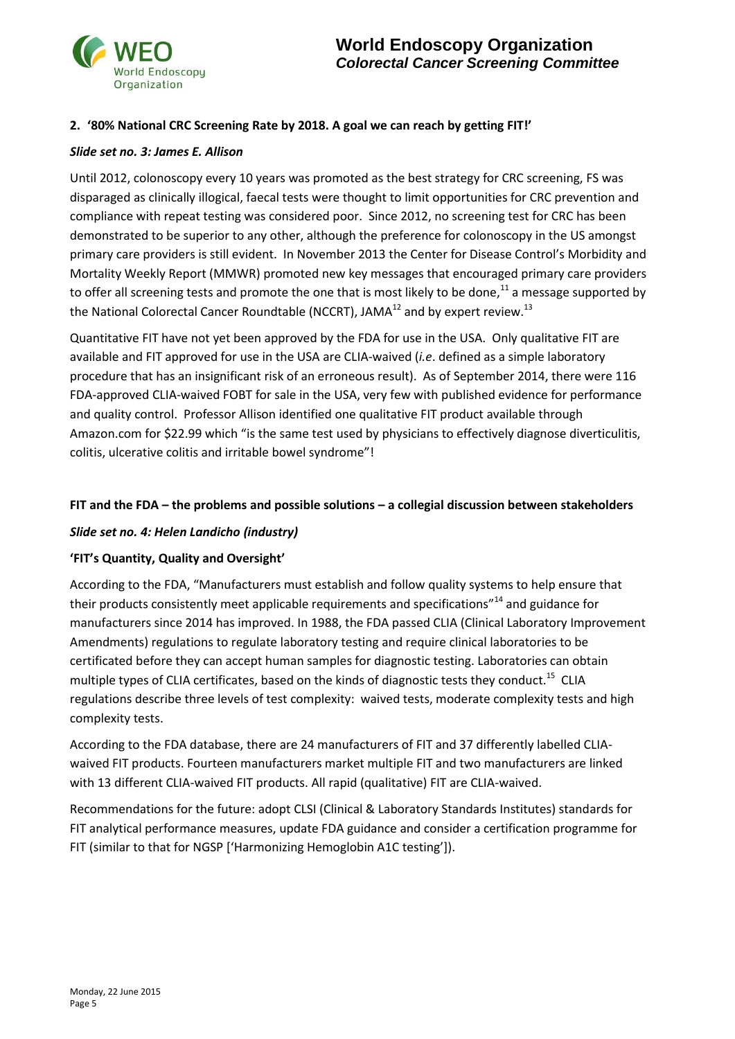## 2. '80% National CRC Screening Rate by 2018. A goal we can reach by getting FIT!'

***Slide set no. 3: James E. Allison***

Until 2012, colonoscopy every 10 years was promoted as the best strategy for CRC screening, FS was disparaged as clinically illogical, faecal tests were thought to limit opportunities for CRC prevention and compliance with repeat testing was considered poor. Since 2012, no screening test for CRC has been demonstrated to be superior to any other, although the preference for colonoscopy in the US amongst primary care providers is still evident. In November 2013 the Center for Disease Control's Morbidity and Mortality Weekly Report (MMWR) promoted new key messages that encouraged primary care providers to offer all screening tests and promote the one that is most likely to be done,[11] a message supported by the National Colorectal Cancer Roundtable (NCCRT), JAMA[12] and by expert review.[13]

Quantitative FIT have not yet been approved by the FDA for use in the USA. Only qualitative FIT are available and FIT approved for use in the USA are CLIA-waived (*i.e*. defined as a simple laboratory procedure that has an insignificant risk of an erroneous result). As of September 2014, there were 116 FDA-approved CLIA-waived FOBT for sale in the USA, very few with published evidence for performance and quality control. Professor Allison identified one qualitative FIT product available through Amazon.com for $22.99 which "is the same test used by physicians to effectively diagnose diverticulitis, colitis, ulcerative colitis and irritable bowel syndrome"!

**FIT and the FDA – the problems and possible solutions – a collegial discussion between stakeholders**

***Slide set no. 4: Helen Landicho (industry)***

**'FIT's Quantity, Quality and Oversight'**

According to the FDA, "Manufacturers must establish and follow quality systems to help ensure that their products consistently meet applicable requirements and specifications"[14] and guidance for manufacturers since 2014 has improved. In 1988, the FDA passed CLIA (Clinical Laboratory Improvement Amendments) regulations to regulate laboratory testing and require clinical laboratories to be certificated before they can accept human samples for diagnostic testing. Laboratories can obtain multiple types of CLIA certificates, based on the kinds of diagnostic tests they conduct.[15] CLIA regulations describe three levels of test complexity: waived tests, moderate complexity tests and high complexity tests.

According to the FDA database, there are 24 manufacturers of FIT and 37 differently labelled CLIA-waived FIT products. Fourteen manufacturers market multiple FIT and two manufacturers are linked with 13 different CLIA-waived FIT products. All rapid (qualitative) FIT are CLIA-waived.

Recommendations for the future: adopt CLSI (Clinical & Laboratory Standards Institutes) standards for FIT analytical performance measures, update FDA guidance and consider a certification programme for FIT (similar to that for NGSP ['Harmonizing Hemoglobin A1C testing']).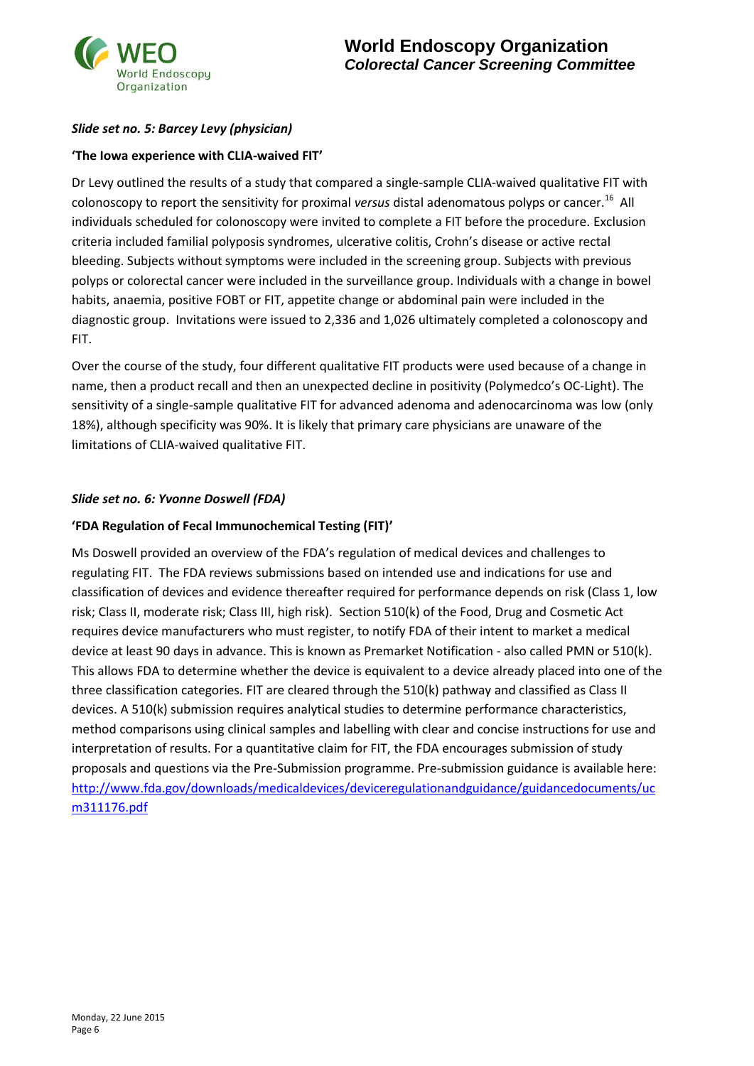*Slide set no. 5: Barcey Levy (physician)*

**'The Iowa experience with CLIA-waived FIT'**

Dr Levy outlined the results of a study that compared a single-sample CLIA-waived qualitative FIT with colonoscopy to report the sensitivity for proximal *versus* distal adenomatous polyps or cancer.[16] All individuals scheduled for colonoscopy were invited to complete a FIT before the procedure. Exclusion criteria included familial polyposis syndromes, ulcerative colitis, Crohn's disease or active rectal bleeding. Subjects without symptoms were included in the screening group. Subjects with previous polyps or colorectal cancer were included in the surveillance group. Individuals with a change in bowel habits, anaemia, positive FOBT or FIT, appetite change or abdominal pain were included in the diagnostic group. Invitations were issued to 2,336 and 1,026 ultimately completed a colonoscopy and FIT.

Over the course of the study, four different qualitative FIT products were used because of a change in name, then a product recall and then an unexpected decline in positivity (Polymedco's OC-Light). The sensitivity of a single-sample qualitative FIT for advanced adenoma and adenocarcinoma was low (only 18%), although specificity was 90%. It is likely that primary care physicians are unaware of the limitations of CLIA-waived qualitative FIT.

*Slide set no. 6: Yvonne Doswell (FDA)*

**'FDA Regulation of Fecal Immunochemical Testing (FIT)'**

Ms Doswell provided an overview of the FDA's regulation of medical devices and challenges to regulating FIT. The FDA reviews submissions based on intended use and indications for use and classification of devices and evidence thereafter required for performance depends on risk (Class 1, low risk; Class II, moderate risk; Class III, high risk). Section 510(k) of the Food, Drug and Cosmetic Act requires device manufacturers who must register, to notify FDA of their intent to market a medical device at least 90 days in advance. This is known as Premarket Notification - also called PMN or 510(k). This allows FDA to determine whether the device is equivalent to a device already placed into one of the three classification categories. FIT are cleared through the 510(k) pathway and classified as Class II devices. A 510(k) submission requires analytical studies to determine performance characteristics, method comparisons using clinical samples and labelling with clear and concise instructions for use and interpretation of results. For a quantitative claim for FIT, the FDA encourages submission of study proposals and questions via the Pre-Submission programme. Pre-submission guidance is available here: http://www.fda.gov/downloads/medicaldevices/deviceregulationandguidance/guidancedocuments/ucm311176.pdf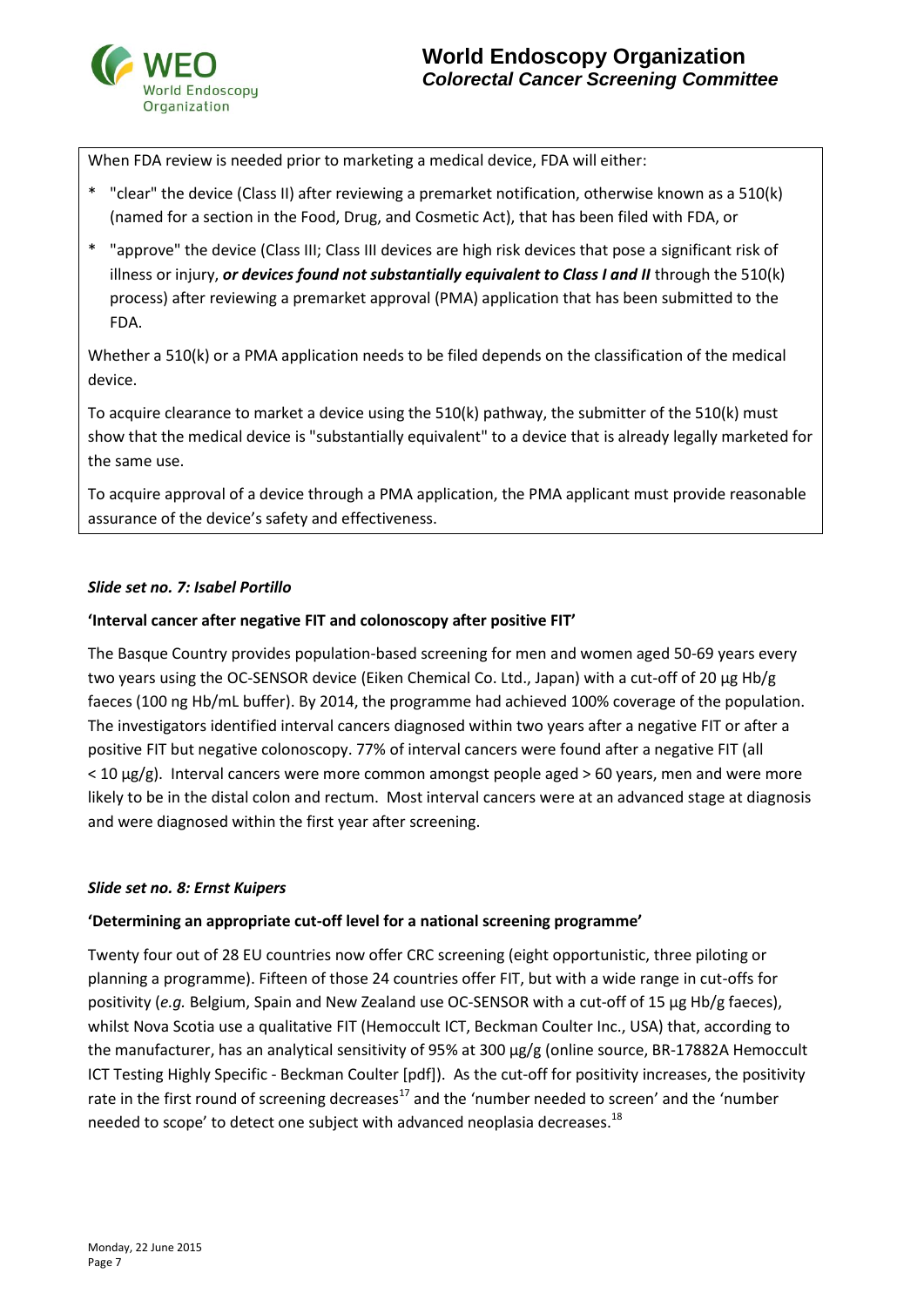When FDA review is needed prior to marketing a medical device, FDA will either:

* "clear" the device (Class II) after reviewing a premarket notification, otherwise known as a 510(k) (named for a section in the Food, Drug, and Cosmetic Act), that has been filed with FDA, or
* "approve" the device (Class III; Class III devices are high risk devices that pose a significant risk of illness or injury, ***or devices found not substantially equivalent to Class I and II*** through the 510(k) process) after reviewing a premarket approval (PMA) application that has been submitted to the FDA.

Whether a 510(k) or a PMA application needs to be filed depends on the classification of the medical device.

To acquire clearance to market a device using the 510(k) pathway, the submitter of the 510(k) must show that the medical device is "substantially equivalent" to a device that is already legally marketed for the same use.

To acquire approval of a device through a PMA application, the PMA applicant must provide reasonable assurance of the device's safety and effectiveness.

### *Slide set no. 7: Isabel Portillo*

**'Interval cancer after negative FIT and colonoscopy after positive FIT'**

The Basque Country provides population-based screening for men and women aged 50-69 years every two years using the OC-SENSOR device (Eiken Chemical Co. Ltd., Japan) with a cut-off of 20 µg Hb/g faeces (100 ng Hb/mL buffer). By 2014, the programme had achieved 100% coverage of the population. The investigators identified interval cancers diagnosed within two years after a negative FIT or after a positive FIT but negative colonoscopy. 77% of interval cancers were found after a negative FIT (all < 10 µg/g). Interval cancers were more common amongst people aged > 60 years, men and were more likely to be in the distal colon and rectum. Most interval cancers were at an advanced stage at diagnosis and were diagnosed within the first year after screening.

### *Slide set no. 8: Ernst Kuipers*

**'Determining an appropriate cut-off level for a national screening programme'**

Twenty four out of 28 EU countries now offer CRC screening (eight opportunistic, three piloting or planning a programme). Fifteen of those 24 countries offer FIT, but with a wide range in cut-offs for positivity (*e.g.* Belgium, Spain and New Zealand use OC-SENSOR with a cut-off of 15 µg Hb/g faeces), whilst Nova Scotia use a qualitative FIT (Hemoccult ICT, Beckman Coulter Inc., USA) that, according to the manufacturer, has an analytical sensitivity of 95% at 300 µg/g (online source, BR-17882A Hemoccult ICT Testing Highly Specific - Beckman Coulter [pdf]). As the cut-off for positivity increases, the positivity rate in the first round of screening decreases[17] and the 'number needed to screen' and the 'number needed to scope' to detect one subject with advanced neoplasia decreases.[18]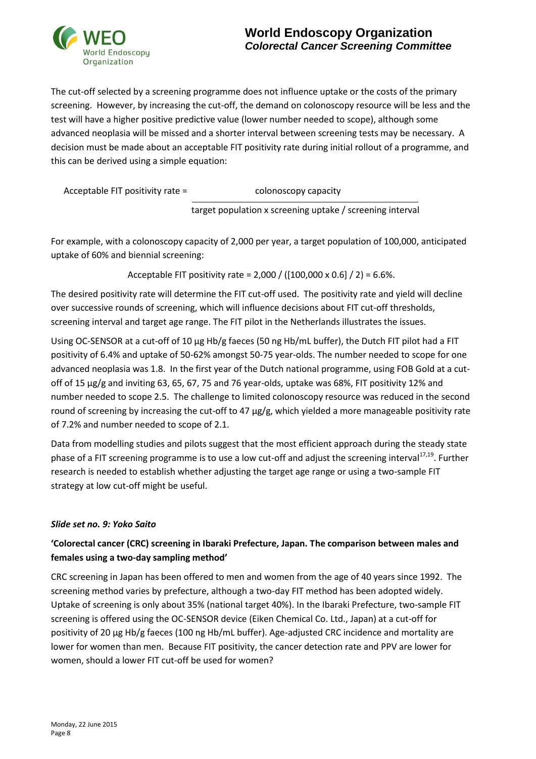The cut-off selected by a screening programme does not influence uptake or the costs of the primary screening. However, by increasing the cut-off, the demand on colonoscopy resource will be less and the test will have a higher positive predictive value (lower number needed to scope), although some advanced neoplasia will be missed and a shorter interval between screening tests may be necessary. A decision must be made about an acceptable FIT positivity rate during initial rollout of a programme, and this can be derived using a simple equation:

$$\text{Acceptable FIT positivity rate} = \frac{\text{colonoscopy capacity}}{\text{target population x screening uptake / screening interval}}$$

For example, with a colonoscopy capacity of 2,000 per year, a target population of 100,000, anticipated uptake of 60% and biennial screening:

$$\text{Acceptable FIT positivity rate} = 2{,}000 / ([100{,}000 \times 0.6] / 2) = 6.6\%.$$

The desired positivity rate will determine the FIT cut-off used. The positivity rate and yield will decline over successive rounds of screening, which will influence decisions about FIT cut-off thresholds, screening interval and target age range. The FIT pilot in the Netherlands illustrates the issues.

Using OC-SENSOR at a cut-off of 10 µg Hb/g faeces (50 ng Hb/mL buffer), the Dutch FIT pilot had a FIT positivity of 6.4% and uptake of 50-62% amongst 50-75 year-olds. The number needed to scope for one advanced neoplasia was 1.8. In the first year of the Dutch national programme, using FOB Gold at a cut-off of 15 µg/g and inviting 63, 65, 67, 75 and 76 year-olds, uptake was 68%, FIT positivity 12% and number needed to scope 2.5. The challenge to limited colonoscopy resource was reduced in the second round of screening by increasing the cut-off to 47 µg/g, which yielded a more manageable positivity rate of 7.2% and number needed to scope of 2.1.

Data from modelling studies and pilots suggest that the most efficient approach during the steady state phase of a FIT screening programme is to use a low cut-off and adjust the screening interval[17,19]. Further research is needed to establish whether adjusting the target age range or using a two-sample FIT strategy at low cut-off might be useful.

### *Slide set no. 9: Yoko Saito*

**'Colorectal cancer (CRC) screening in Ibaraki Prefecture, Japan. The comparison between males and females using a two-day sampling method'**

CRC screening in Japan has been offered to men and women from the age of 40 years since 1992. The screening method varies by prefecture, although a two-day FIT method has been adopted widely. Uptake of screening is only about 35% (national target 40%). In the Ibaraki Prefecture, two-sample FIT screening is offered using the OC-SENSOR device (Eiken Chemical Co. Ltd., Japan) at a cut-off for positivity of 20 µg Hb/g faeces (100 ng Hb/mL buffer). Age-adjusted CRC incidence and mortality are lower for women than men. Because FIT positivity, the cancer detection rate and PPV are lower for women, should a lower FIT cut-off be used for women?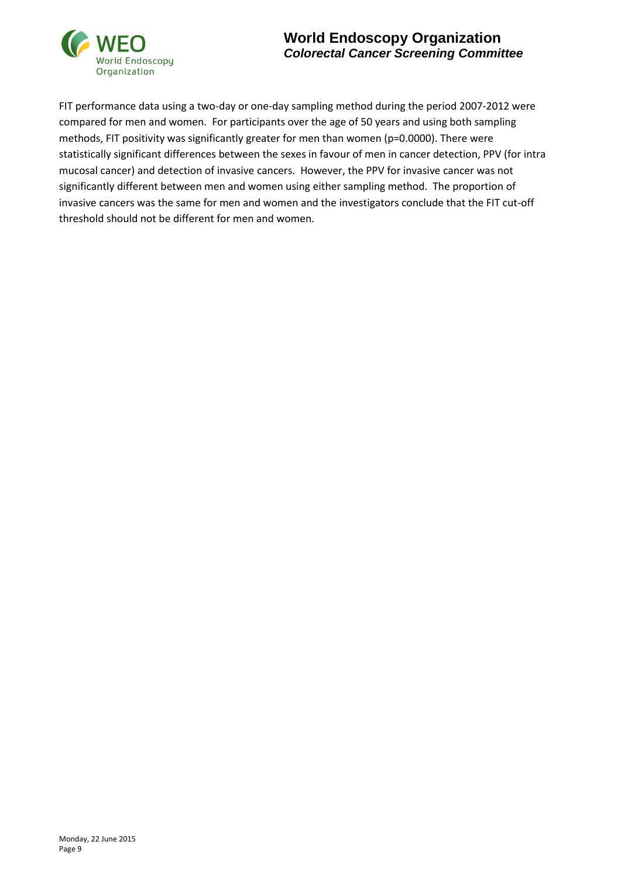FIT performance data using a two-day or one-day sampling method during the period 2007-2012 were compared for men and women. For participants over the age of 50 years and using both sampling methods, FIT positivity was significantly greater for men than women ($p=0.0000$). There were statistically significant differences between the sexes in favour of men in cancer detection, PPV (for intra mucosal cancer) and detection of invasive cancers. However, the PPV for invasive cancer was not significantly different between men and women using either sampling method. The proportion of invasive cancers was the same for men and women and the investigators conclude that the FIT cut-off threshold should not be different for men and women.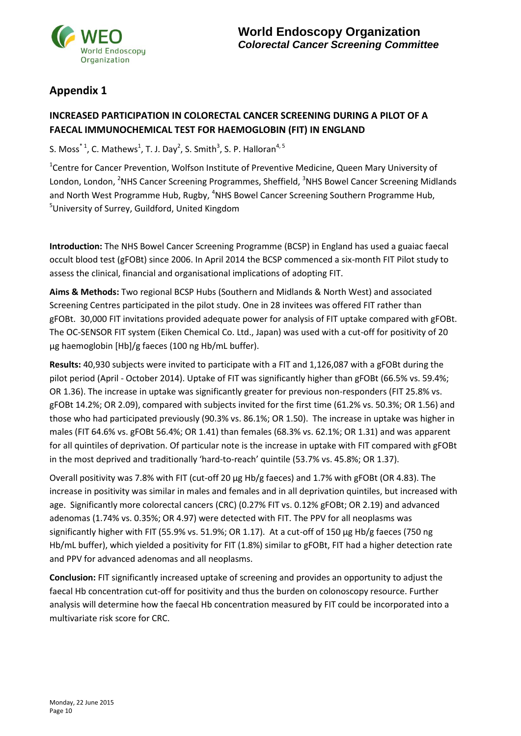## Appendix 1

### INCREASED PARTICIPATION IN COLORECTAL CANCER SCREENING DURING A PILOT OF A FAECAL IMMUNOCHEMICAL TEST FOR HAEMOGLOBIN (FIT) IN ENGLAND

S. Moss[*1], C. Mathews[1], T. J. Day[2], S. Smith[3], S. P. Halloran[4,5]

[1]Centre for Cancer Prevention, Wolfson Institute of Preventive Medicine, Queen Mary University of London, London, [2]NHS Cancer Screening Programmes, Sheffield, [3]NHS Bowel Cancer Screening Midlands and North West Programme Hub, Rugby, [4]NHS Bowel Cancer Screening Southern Programme Hub, [5]University of Surrey, Guildford, United Kingdom

**Introduction:** The NHS Bowel Cancer Screening Programme (BCSP) in England has used a guaiac faecal occult blood test (gFOBt) since 2006. In April 2014 the BCSP commenced a six-month FIT Pilot study to assess the clinical, financial and organisational implications of adopting FIT.

**Aims & Methods:** Two regional BCSP Hubs (Southern and Midlands & North West) and associated Screening Centres participated in the pilot study. One in 28 invitees was offered FIT rather than gFOBt. 30,000 FIT invitations provided adequate power for analysis of FIT uptake compared with gFOBt. The OC-SENSOR FIT system (Eiken Chemical Co. Ltd., Japan) was used with a cut-off for positivity of 20 µg haemoglobin [Hb]/g faeces (100 ng Hb/mL buffer).

**Results:** 40,930 subjects were invited to participate with a FIT and 1,126,087 with a gFOBt during the pilot period (April - October 2014). Uptake of FIT was significantly higher than gFOBt (66.5% vs. 59.4%; OR 1.36). The increase in uptake was significantly greater for previous non-responders (FIT 25.8% vs. gFOBt 14.2%; OR 2.09), compared with subjects invited for the first time (61.2% vs. 50.3%; OR 1.56) and those who had participated previously (90.3% vs. 86.1%; OR 1.50). The increase in uptake was higher in males (FIT 64.6% vs. gFOBt 56.4%; OR 1.41) than females (68.3% vs. 62.1%; OR 1.31) and was apparent for all quintiles of deprivation. Of particular note is the increase in uptake with FIT compared with gFOBt in the most deprived and traditionally 'hard-to-reach' quintile (53.7% vs. 45.8%; OR 1.37).

Overall positivity was 7.8% with FIT (cut-off 20 µg Hb/g faeces) and 1.7% with gFOBt (OR 4.83). The increase in positivity was similar in males and females and in all deprivation quintiles, but increased with age. Significantly more colorectal cancers (CRC) (0.27% FIT vs. 0.12% gFOBt; OR 2.19) and advanced adenomas (1.74% vs. 0.35%; OR 4.97) were detected with FIT. The PPV for all neoplasms was significantly higher with FIT (55.9% vs. 51.9%; OR 1.17). At a cut-off of 150 µg Hb/g faeces (750 ng Hb/mL buffer), which yielded a positivity for FIT (1.8%) similar to gFOBt, FIT had a higher detection rate and PPV for advanced adenomas and all neoplasms.

**Conclusion:** FIT significantly increased uptake of screening and provides an opportunity to adjust the faecal Hb concentration cut-off for positivity and thus the burden on colonoscopy resource. Further analysis will determine how the faecal Hb concentration measured by FIT could be incorporated into a multivariate risk score for CRC.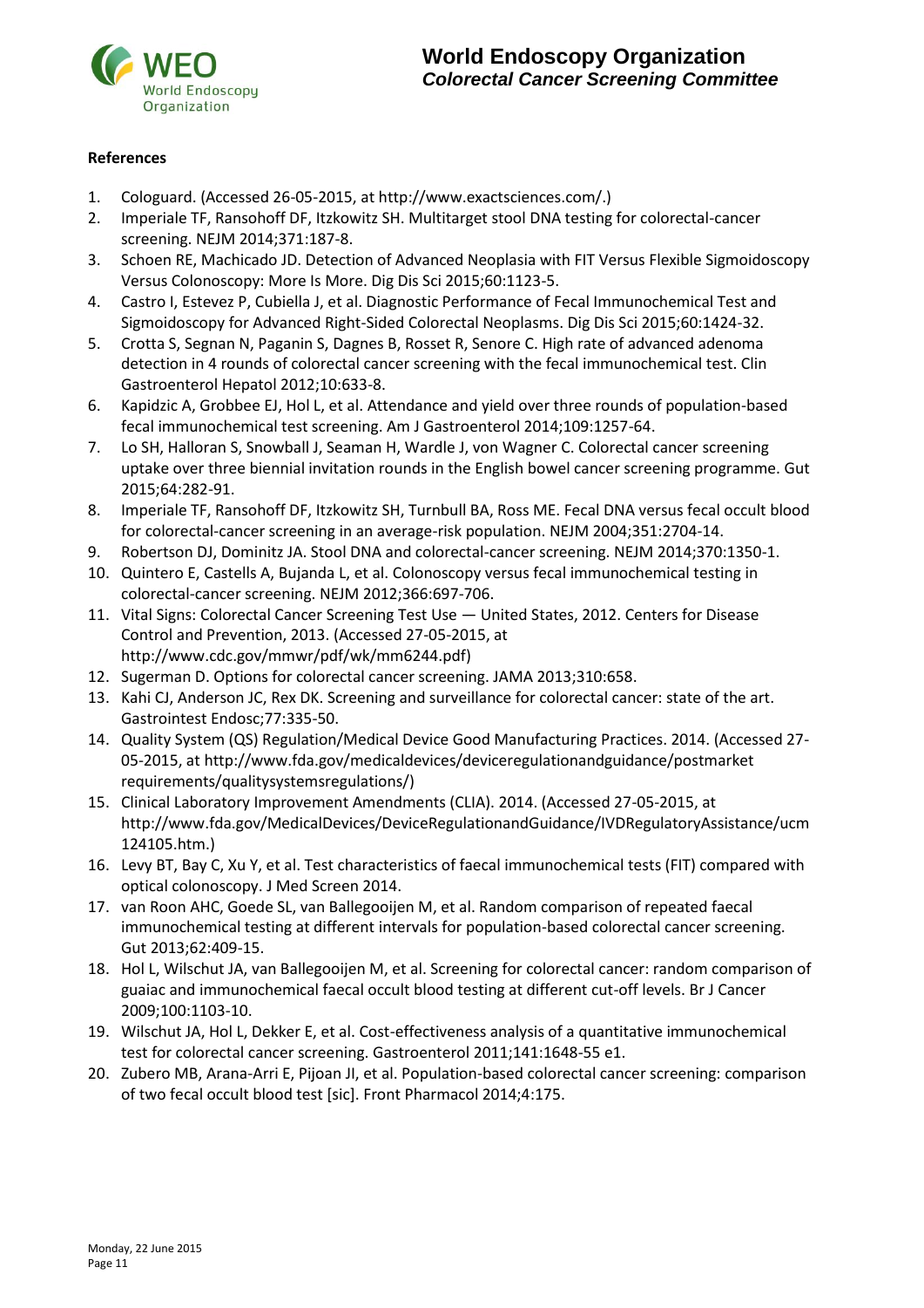**References**

1. Cologuard. (Accessed 26-05-2015, at http://www.exactsciences.com/.)
2. Imperiale TF, Ransohoff DF, Itzkowitz SH. Multitarget stool DNA testing for colorectal-cancer screening. NEJM 2014;371:187-8.
3. Schoen RE, Machicado JD. Detection of Advanced Neoplasia with FIT Versus Flexible Sigmoidoscopy Versus Colonoscopy: More Is More. Dig Dis Sci 2015;60:1123-5.
4. Castro I, Estevez P, Cubiella J, et al. Diagnostic Performance of Fecal Immunochemical Test and Sigmoidoscopy for Advanced Right-Sided Colorectal Neoplasms. Dig Dis Sci 2015;60:1424-32.
5. Crotta S, Segnan N, Paganin S, Dagnes B, Rosset R, Senore C. High rate of advanced adenoma detection in 4 rounds of colorectal cancer screening with the fecal immunochemical test. Clin Gastroenterol Hepatol 2012;10:633-8.
6. Kapidzic A, Grobbee EJ, Hol L, et al. Attendance and yield over three rounds of population-based fecal immunochemical test screening. Am J Gastroenterol 2014;109:1257-64.
7. Lo SH, Halloran S, Snowball J, Seaman H, Wardle J, von Wagner C. Colorectal cancer screening uptake over three biennial invitation rounds in the English bowel cancer screening programme. Gut 2015;64:282-91.
8. Imperiale TF, Ransohoff DF, Itzkowitz SH, Turnbull BA, Ross ME. Fecal DNA versus fecal occult blood for colorectal-cancer screening in an average-risk population. NEJM 2004;351:2704-14.
9. Robertson DJ, Dominitz JA. Stool DNA and colorectal-cancer screening. NEJM 2014;370:1350-1.
10. Quintero E, Castells A, Bujanda L, et al. Colonoscopy versus fecal immunochemical testing in colorectal-cancer screening. NEJM 2012;366:697-706.
11. Vital Signs: Colorectal Cancer Screening Test Use — United States, 2012. Centers for Disease Control and Prevention, 2013. (Accessed 27-05-2015, at http://www.cdc.gov/mmwr/pdf/wk/mm6244.pdf)
12. Sugerman D. Options for colorectal cancer screening. JAMA 2013;310:658.
13. Kahi CJ, Anderson JC, Rex DK. Screening and surveillance for colorectal cancer: state of the art. Gastrointest Endosc;77:335-50.
14. Quality System (QS) Regulation/Medical Device Good Manufacturing Practices. 2014. (Accessed 27-05-2015, at http://www.fda.gov/medicaldevices/deviceregulationandguidance/postmarket requirements/qualitysystemsregulations/)
15. Clinical Laboratory Improvement Amendments (CLIA). 2014. (Accessed 27-05-2015, at http://www.fda.gov/MedicalDevices/DeviceRegulationandGuidance/IVDRegulatoryAssistance/ucm124105.htm.)
16. Levy BT, Bay C, Xu Y, et al. Test characteristics of faecal immunochemical tests (FIT) compared with optical colonoscopy. J Med Screen 2014.
17. van Roon AHC, Goede SL, van Ballegooijen M, et al. Random comparison of repeated faecal immunochemical testing at different intervals for population-based colorectal cancer screening. Gut 2013;62:409-15.
18. Hol L, Wilschut JA, van Ballegooijen M, et al. Screening for colorectal cancer: random comparison of guaiac and immunochemical faecal occult blood testing at different cut-off levels. Br J Cancer 2009;100:1103-10.
19. Wilschut JA, Hol L, Dekker E, et al. Cost-effectiveness analysis of a quantitative immunochemical test for colorectal cancer screening. Gastroenterol 2011;141:1648-55 e1.
20. Zubero MB, Arana-Arri E, Pijoan JI, et al. Population-based colorectal cancer screening: comparison of two fecal occult blood test [sic]. Front Pharmacol 2014;4:175.